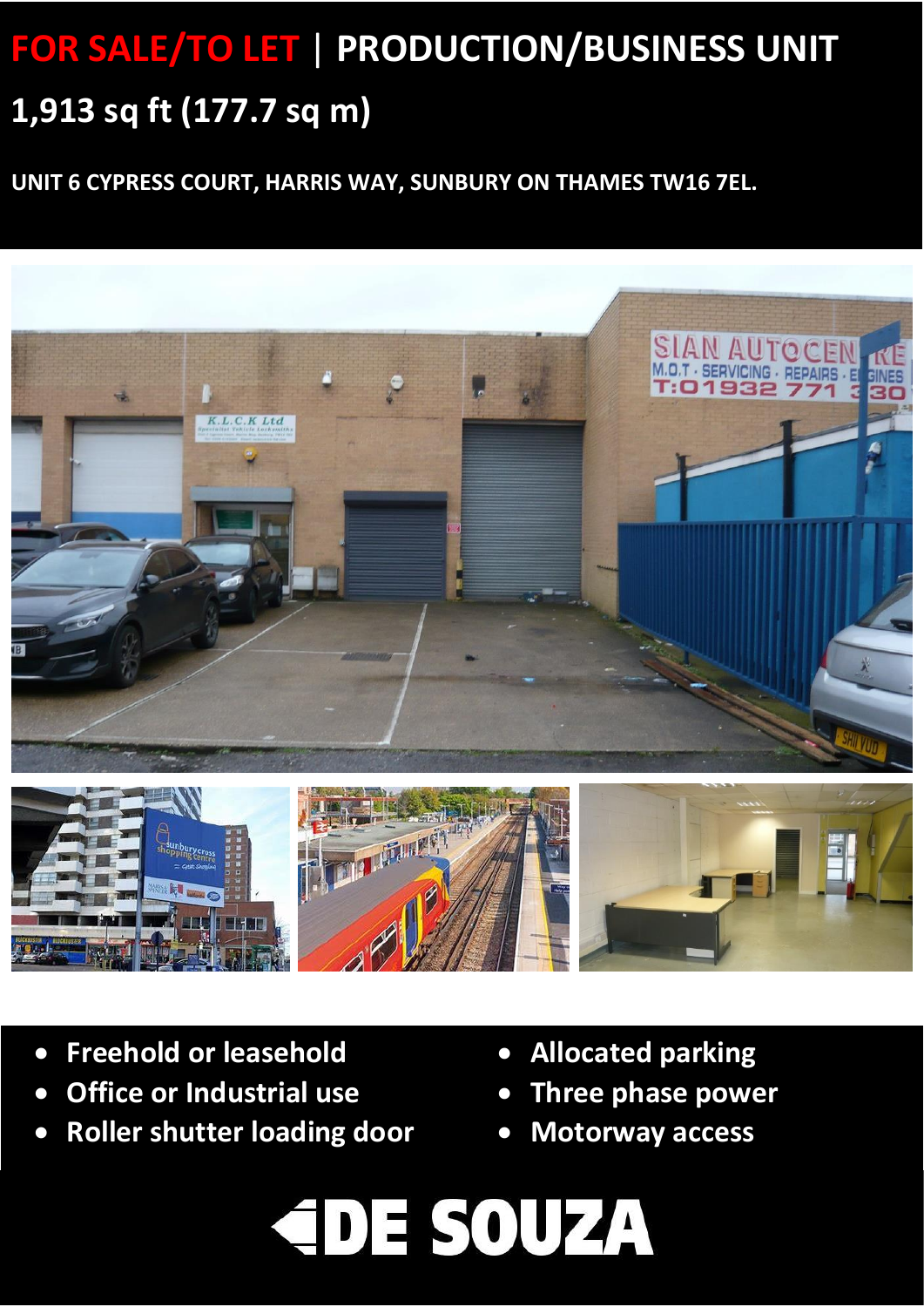# FOR SALE/TO LET | PRODUCTION/BUSINESS UNIT

## 1,913 sq ft (177.7 sq m)

**UNIT 6 CYPRESS COURT, HARRIS WAY, SUNBURY ON THAMES TW16 7EL.**

- Freehold or leasehold
- Office or Industrial use
- Roller shutter loading door
- Allocated parking
- Three phase power
- Motorway access

**DE SOUZA**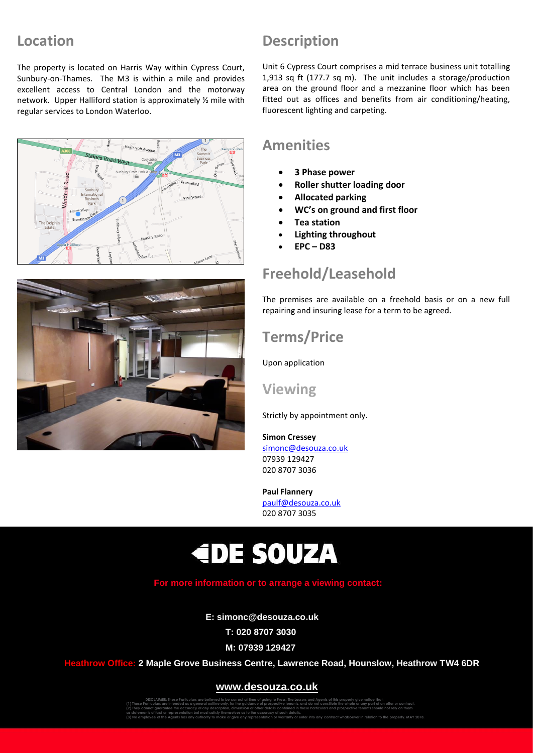## Location

The property is located on Harris Way within Cypress Court, Sunbury-on-Thames. The M3 is within a mile and provides excellent access to Central London and the motorway network. Upper Halliford station is approximately ½ mile with regular services to London Waterloo.

## Description

Unit 6 Cypress Court comprises a mid terrace business unit totalling 1,913 sq ft (177.7 sq m). The unit includes a storage/production area on the ground floor and a mezzanine floor which has been fitted out as offices and benefits from air conditioning/heating, fluorescent lighting and carpeting.

## Amenities

- **3 Phase power**
- **Roller shutter loading door**
- **Allocated parking**
- **WC's on ground and first floor**
- **Tea station**
- **Lighting throughout**
- **EPC – D83**

## Freehold/Leasehold

The premises are available on a freehold basis or on a new full repairing and insuring lease for a term to be agreed.

## Terms/Price

Upon application

## Viewing

Strictly by appointment only.

**Simon Cressey**
simonc@desouza.co.uk
07939 129427
020 8707 3036

**Paul Flannery**
paulf@desouza.co.uk
020 8707 3035

**DE SOUZA**

For more information or to arrange a viewing contact:

**E: simonc@desouza.co.uk**

**T: 020 8707 3030**

**M: 07939 129427**

Heathrow Office: **2 Maple Grove Business Centre, Lawrence Road, Hounslow, Heathrow TW4 6DR**

**www.desouza.co.uk**

DISCLAIMER: These Particulars are believed to be correct at time of going to Press. The Lessors and Agents of this property give notice that:
(1) These Particulars are intended as a general outline only, for the guidance of prospective tenants, and do not constitute the whole or any part of an offer or contract.
(2) They cannot guarantee the accuracy of any description, dimension or other details contained in these Particulars and prospective tenants should not rely on them as statements of fact or representation but must satisfy themselves as to the accuracy of such details.
(3) No employee of the Agents has any authority to make or give any representation or warranty or enter into any contract whatsoever in relation to the property. MAY 2018.